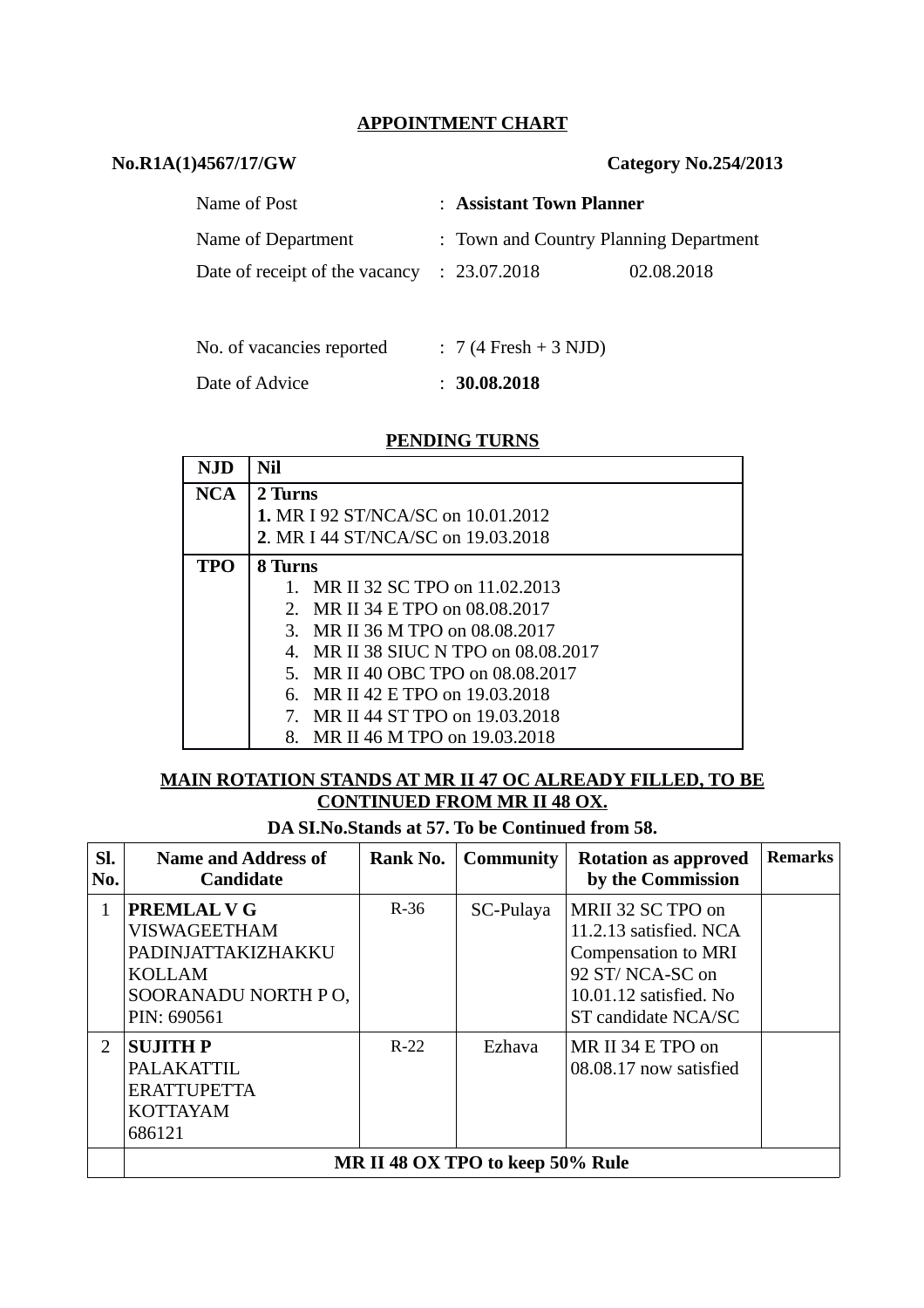## APPOINTMENT CHART

**No.R1A(1)4567/17/GW** **Category No.254/2013**

| | |
|---|---|
| Name of Post | : **Assistant Town Planner** |
| Name of Department | : Town and Country Planning Department |
| Date of receipt of the vacancy | : 23.07.2018 02.08.2018 |
| No. of vacancies reported | : 7 (4 Fresh + 3 NJD) |
| Date of Advice | : **30.08.2018** |

### PENDING TURNS

| | |
|---|---|
| **NJD** | **Nil** |
| **NCA** | **2 Turns**<br>**1.** MR I 92 ST/NCA/SC on 10.01.2012<br>**2**. MR I 44 ST/NCA/SC on 19.03.2018 |
| **TPO** | **8 Turns**<br>1. MR II 32 SC TPO on 11.02.2013<br>2. MR II 34 E TPO on 08.08.2017<br>3. MR II 36 M TPO on 08.08.2017<br>4. MR II 38 SIUC N TPO on 08.08.2017<br>5. MR II 40 OBC TPO on 08.08.2017<br>6. MR II 42 E TPO on 19.03.2018<br>7. MR II 44 ST TPO on 19.03.2018<br>8. MR II 46 M TPO on 19.03.2018 |

**MAIN ROTATION STANDS AT MR II 47 OC ALREADY FILLED, TO BE CONTINUED FROM MR II 48 OX.**

**DA SI.No.Stands at 57. To be Continued from 58.**

| Sl. No. | Name and Address of Candidate | Rank No. | Community | Rotation as approved by the Commission | Remarks |
|---|---|---|---|---|---|
| 1 | **PREMLAL V G**<br>VISWAGEETHAM<br>PADINJATTAKIZHAKKU<br>KOLLAM<br>SOORANADU NORTH P O,<br>PIN: 690561 | R-36 | SC-Pulaya | MRII 32 SC TPO on 11.2.13 satisfied. NCA Compensation to MRI 92 ST/ NCA-SC on 10.01.12 satisfied. No ST candidate NCA/SC | |
| 2 | **SUJITH P**<br>PALAKATTIL<br>ERATTUPETTA<br>KOTTAYAM<br>686121 | R-22 | Ezhava | MR II 34 E TPO on 08.08.17 now satisfied | |
| | **MR II 48 OX TPO to keep 50% Rule** | | | | |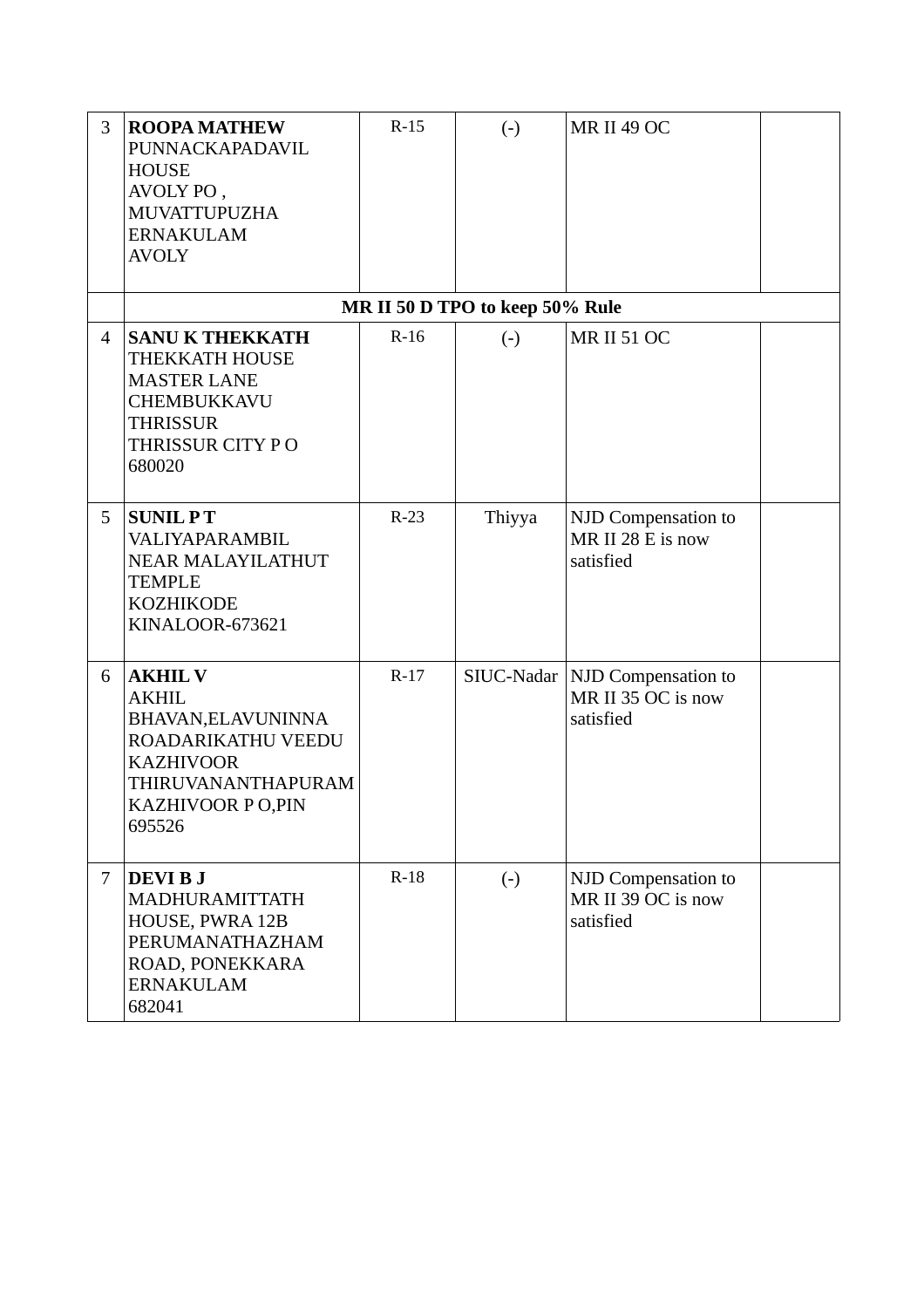| | | | | | |
|---|---|---|---|---|---|
| 3 | **ROOPA MATHEW** PUNNACKAPADAVIL HOUSE AVOLY PO , MUVATTUPUZHA ERNAKULAM AVOLY | R-15 | (-) | MR II 49 OC | |
| | **MR II 50 D TPO to keep 50% Rule** | | | | |
| 4 | **SANU K THEKKATH** THEKKATH HOUSE MASTER LANE CHEMBUKKAVU THRISSUR THRISSUR CITY P O 680020 | R-16 | (-) | MR II 51 OC | |
| 5 | **SUNIL P T** VALIYAPARAMBIL NEAR MALAYILATHUT TEMPLE KOZHIKODE KINALOOR-673621 | R-23 | Thiyya | NJD Compensation to MR II 28 E is now satisfied | |
| 6 | **AKHIL V** AKHIL BHAVAN,ELAVUNINNA ROADARIKATHU VEEDU KAZHIVOOR THIRUVANANTHAPURAM KAZHIVOOR P O,PIN 695526 | R-17 | SIUC-Nadar | NJD Compensation to MR II 35 OC is now satisfied | |
| 7 | **DEVI B J** MADHURAMITTATH HOUSE, PWRA 12B PERUMANATHAZHAM ROAD, PONEKKARA ERNAKULAM 682041 | R-18 | (-) | NJD Compensation to MR II 39 OC is now satisfied | |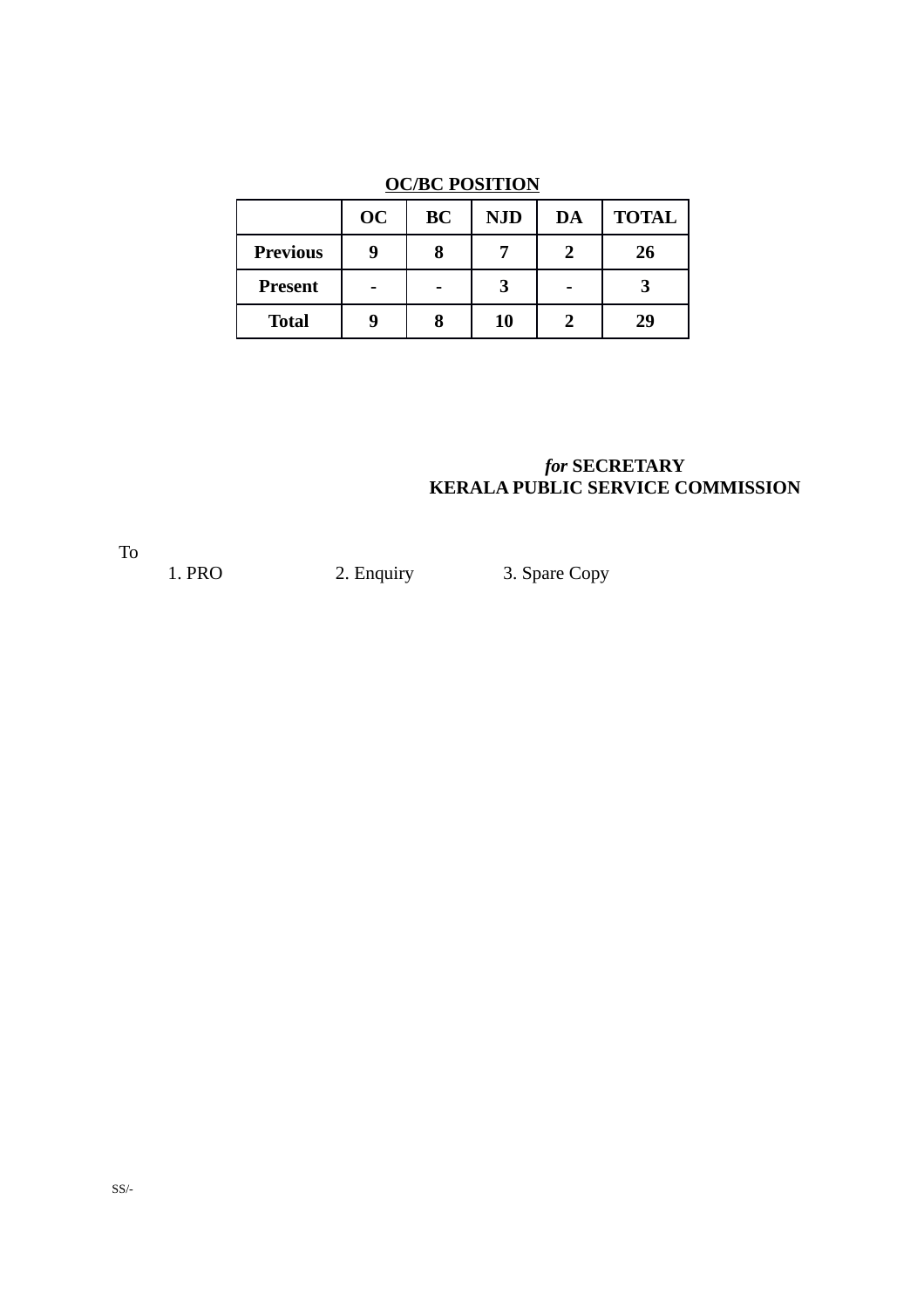**<u>OC/BC POSITION</u>**

| | OC | BC | NJD | DA | TOTAL |
|---|---|---|---|---|---|
| **Previous** | **9** | **8** | **7** | **2** | **26** |
| **Present** | **-** | **-** | **3** | **-** | **3** |
| **Total** | **9** | **8** | **10** | **2** | **29** |

***for*** **SECRETARY**
**KERALA PUBLIC SERVICE COMMISSION**

To
1. PRO 2. Enquiry 3. Spare Copy

SS/-